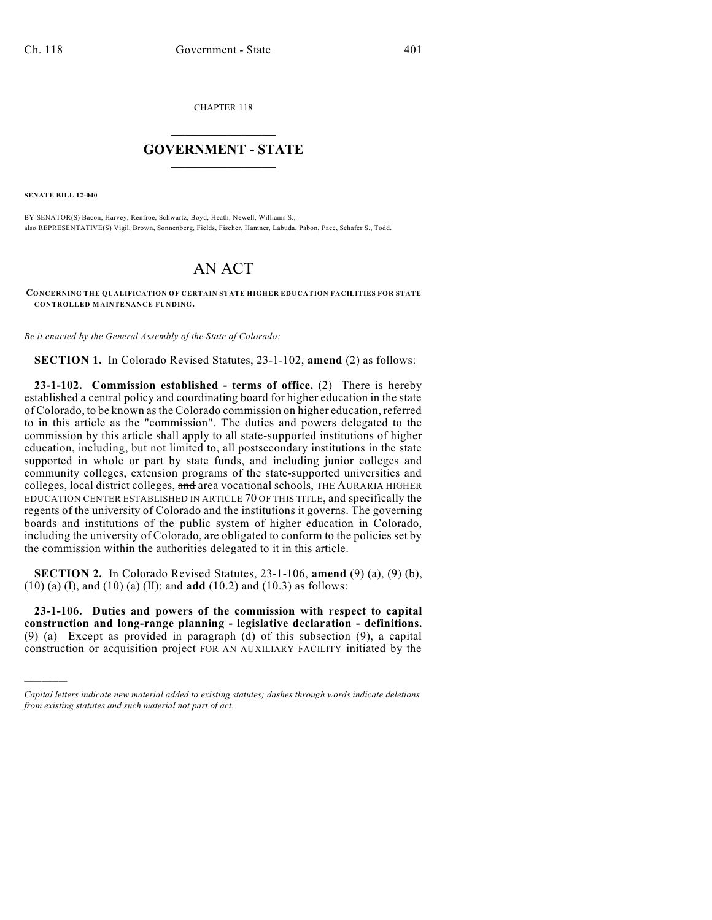CHAPTER 118

## GOVERNMENT - STATE

**SENATE BILL 12-040**

BY SENATOR(S) Bacon, Harvey, Renfroe, Schwartz, Boyd, Heath, Newell, Williams S.;
also REPRESENTATIVE(S) Vigil, Brown, Sonnenberg, Fields, Fischer, Hamner, Labuda, Pabon, Pace, Schafer S., Todd.

# AN ACT

**CONCERNING THE QUALIFICATION OF CERTAIN STATE HIGHER EDUCATION FACILITIES FOR STATE CONTROLLED MAINTENANCE FUNDING.**

*Be it enacted by the General Assembly of the State of Colorado:*

**SECTION 1.** In Colorado Revised Statutes, 23-1-102, **amend** (2) as follows:

**23-1-102. Commission established - terms of office.** (2) There is hereby established a central policy and coordinating board for higher education in the state of Colorado, to be known as the Colorado commission on higher education, referred to in this article as the "commission". The duties and powers delegated to the commission by this article shall apply to all state-supported institutions of higher education, including, but not limited to, all postsecondary institutions in the state supported in whole or part by state funds, and including junior colleges and community colleges, extension programs of the state-supported universities and colleges, local district colleges, ~~and~~ area vocational schools, THE AURARIA HIGHER EDUCATION CENTER ESTABLISHED IN ARTICLE 70 OF THIS TITLE, and specifically the regents of the university of Colorado and the institutions it governs. The governing boards and institutions of the public system of higher education in Colorado, including the university of Colorado, are obligated to conform to the policies set by the commission within the authorities delegated to it in this article.

**SECTION 2.** In Colorado Revised Statutes, 23-1-106, **amend** (9) (a), (9) (b), (10) (a) (I), and (10) (a) (II); and **add** (10.2) and (10.3) as follows:

**23-1-106. Duties and powers of the commission with respect to capital construction and long-range planning - legislative declaration - definitions.** (9) (a) Except as provided in paragraph (d) of this subsection (9), a capital construction or acquisition project FOR AN AUXILIARY FACILITY initiated by the

---

*Capital letters indicate new material added to existing statutes; dashes through words indicate deletions from existing statutes and such material not part of act.*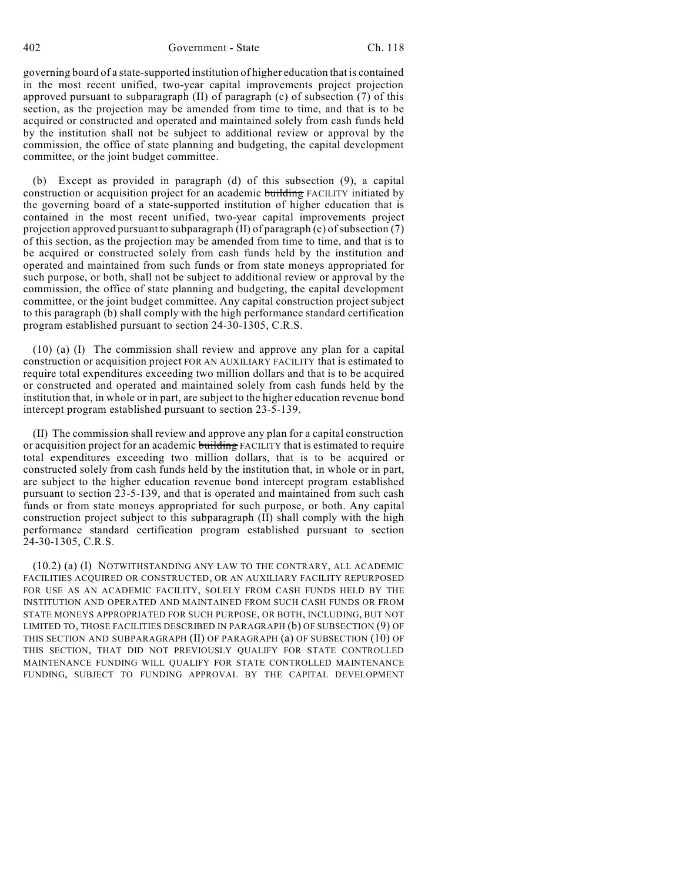governing board of a state-supported institution of higher education that is contained in the most recent unified, two-year capital improvements project projection approved pursuant to subparagraph (II) of paragraph (c) of subsection (7) of this section, as the projection may be amended from time to time, and that is to be acquired or constructed and operated and maintained solely from cash funds held by the institution shall not be subject to additional review or approval by the commission, the office of state planning and budgeting, the capital development committee, or the joint budget committee.

(b) Except as provided in paragraph (d) of this subsection (9), a capital construction or acquisition project for an academic ~~building~~ FACILITY initiated by the governing board of a state-supported institution of higher education that is contained in the most recent unified, two-year capital improvements project projection approved pursuant to subparagraph (II) of paragraph (c) of subsection (7) of this section, as the projection may be amended from time to time, and that is to be acquired or constructed solely from cash funds held by the institution and operated and maintained from such funds or from state moneys appropriated for such purpose, or both, shall not be subject to additional review or approval by the commission, the office of state planning and budgeting, the capital development committee, or the joint budget committee. Any capital construction project subject to this paragraph (b) shall comply with the high performance standard certification program established pursuant to section 24-30-1305, C.R.S.

(10) (a) (I) The commission shall review and approve any plan for a capital construction or acquisition project FOR AN AUXILIARY FACILITY that is estimated to require total expenditures exceeding two million dollars and that is to be acquired or constructed and operated and maintained solely from cash funds held by the institution that, in whole or in part, are subject to the higher education revenue bond intercept program established pursuant to section 23-5-139.

(II) The commission shall review and approve any plan for a capital construction or acquisition project for an academic ~~building~~ FACILITY that is estimated to require total expenditures exceeding two million dollars, that is to be acquired or constructed solely from cash funds held by the institution that, in whole or in part, are subject to the higher education revenue bond intercept program established pursuant to section 23-5-139, and that is operated and maintained from such cash funds or from state moneys appropriated for such purpose, or both. Any capital construction project subject to this subparagraph (II) shall comply with the high performance standard certification program established pursuant to section 24-30-1305, C.R.S.

(10.2) (a) (I) NOTWITHSTANDING ANY LAW TO THE CONTRARY, ALL ACADEMIC FACILITIES ACQUIRED OR CONSTRUCTED, OR AN AUXILIARY FACILITY REPURPOSED FOR USE AS AN ACADEMIC FACILITY, SOLELY FROM CASH FUNDS HELD BY THE INSTITUTION AND OPERATED AND MAINTAINED FROM SUCH CASH FUNDS OR FROM STATE MONEYS APPROPRIATED FOR SUCH PURPOSE, OR BOTH, INCLUDING, BUT NOT LIMITED TO, THOSE FACILITIES DESCRIBED IN PARAGRAPH (b) OF SUBSECTION (9) OF THIS SECTION AND SUBPARAGRAPH (II) OF PARAGRAPH (a) OF SUBSECTION (10) OF THIS SECTION, THAT DID NOT PREVIOUSLY QUALIFY FOR STATE CONTROLLED MAINTENANCE FUNDING WILL QUALIFY FOR STATE CONTROLLED MAINTENANCE FUNDING, SUBJECT TO FUNDING APPROVAL BY THE CAPITAL DEVELOPMENT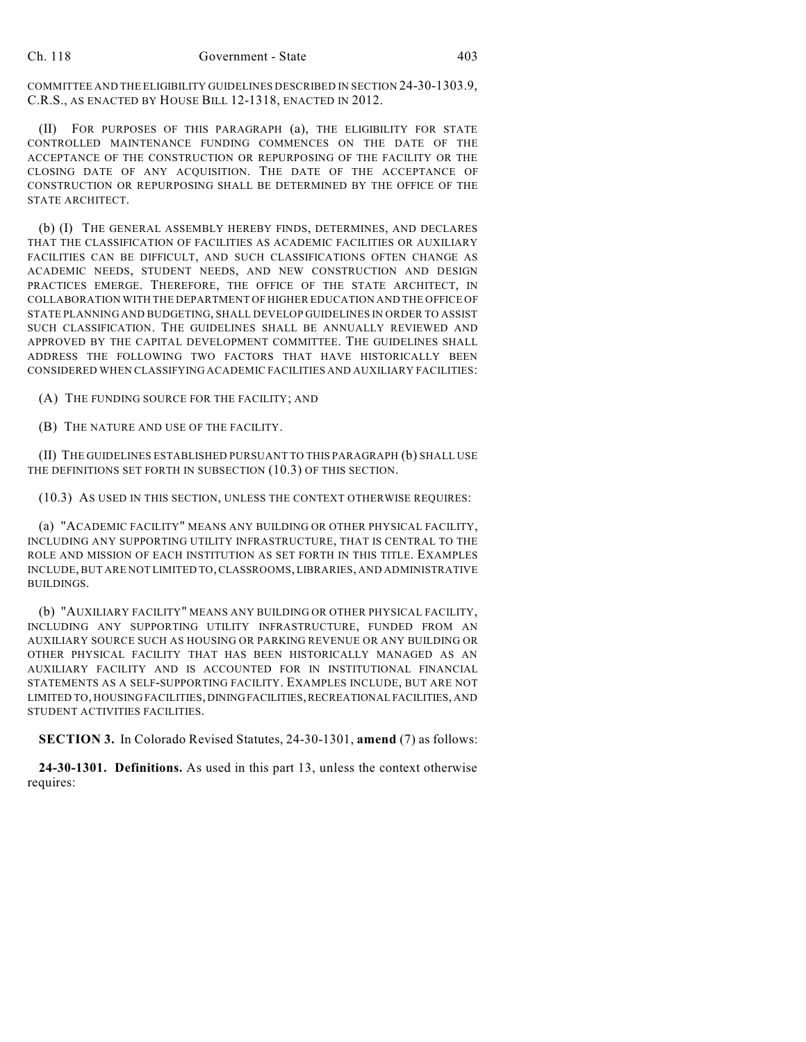COMMITTEE AND THE ELIGIBILITY GUIDELINES DESCRIBED IN SECTION 24-30-1303.9, C.R.S., AS ENACTED BY HOUSE BILL 12-1318, ENACTED IN 2012.

(II) FOR PURPOSES OF THIS PARAGRAPH (a), THE ELIGIBILITY FOR STATE CONTROLLED MAINTENANCE FUNDING COMMENCES ON THE DATE OF THE ACCEPTANCE OF THE CONSTRUCTION OR REPURPOSING OF THE FACILITY OR THE CLOSING DATE OF ANY ACQUISITION. THE DATE OF THE ACCEPTANCE OF CONSTRUCTION OR REPURPOSING SHALL BE DETERMINED BY THE OFFICE OF THE STATE ARCHITECT.

(b) (I) THE GENERAL ASSEMBLY HEREBY FINDS, DETERMINES, AND DECLARES THAT THE CLASSIFICATION OF FACILITIES AS ACADEMIC FACILITIES OR AUXILIARY FACILITIES CAN BE DIFFICULT, AND SUCH CLASSIFICATIONS OFTEN CHANGE AS ACADEMIC NEEDS, STUDENT NEEDS, AND NEW CONSTRUCTION AND DESIGN PRACTICES EMERGE. THEREFORE, THE OFFICE OF THE STATE ARCHITECT, IN COLLABORATION WITH THE DEPARTMENT OF HIGHER EDUCATION AND THE OFFICE OF STATE PLANNING AND BUDGETING, SHALL DEVELOP GUIDELINES IN ORDER TO ASSIST SUCH CLASSIFICATION. THE GUIDELINES SHALL BE ANNUALLY REVIEWED AND APPROVED BY THE CAPITAL DEVELOPMENT COMMITTEE. THE GUIDELINES SHALL ADDRESS THE FOLLOWING TWO FACTORS THAT HAVE HISTORICALLY BEEN CONSIDERED WHEN CLASSIFYING ACADEMIC FACILITIES AND AUXILIARY FACILITIES:

(A) THE FUNDING SOURCE FOR THE FACILITY; AND

(B) THE NATURE AND USE OF THE FACILITY.

(II) THE GUIDELINES ESTABLISHED PURSUANT TO THIS PARAGRAPH (b) SHALL USE THE DEFINITIONS SET FORTH IN SUBSECTION (10.3) OF THIS SECTION.

(10.3) AS USED IN THIS SECTION, UNLESS THE CONTEXT OTHERWISE REQUIRES:

(a) "ACADEMIC FACILITY" MEANS ANY BUILDING OR OTHER PHYSICAL FACILITY, INCLUDING ANY SUPPORTING UTILITY INFRASTRUCTURE, THAT IS CENTRAL TO THE ROLE AND MISSION OF EACH INSTITUTION AS SET FORTH IN THIS TITLE. EXAMPLES INCLUDE, BUT ARE NOT LIMITED TO, CLASSROOMS, LIBRARIES, AND ADMINISTRATIVE BUILDINGS.

(b) "AUXILIARY FACILITY" MEANS ANY BUILDING OR OTHER PHYSICAL FACILITY, INCLUDING ANY SUPPORTING UTILITY INFRASTRUCTURE, FUNDED FROM AN AUXILIARY SOURCE SUCH AS HOUSING OR PARKING REVENUE OR ANY BUILDING OR OTHER PHYSICAL FACILITY THAT HAS BEEN HISTORICALLY MANAGED AS AN AUXILIARY FACILITY AND IS ACCOUNTED FOR IN INSTITUTIONAL FINANCIAL STATEMENTS AS A SELF-SUPPORTING FACILITY. EXAMPLES INCLUDE, BUT ARE NOT LIMITED TO, HOUSING FACILITIES, DINING FACILITIES, RECREATIONAL FACILITIES, AND STUDENT ACTIVITIES FACILITIES.

**SECTION 3.** In Colorado Revised Statutes, 24-30-1301, **amend** (7) as follows:

**24-30-1301. Definitions.** As used in this part 13, unless the context otherwise requires: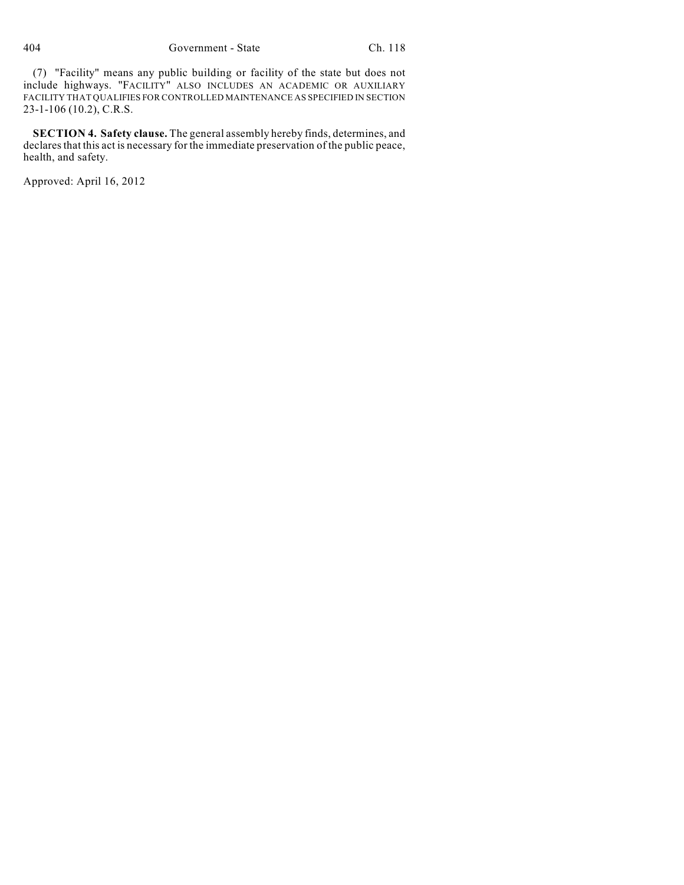(7) "Facility" means any public building or facility of the state but does not include highways. "FACILITY" ALSO INCLUDES AN ACADEMIC OR AUXILIARY FACILITY THAT QUALIFIES FOR CONTROLLED MAINTENANCE AS SPECIFIED IN SECTION 23-1-106 (10.2), C.R.S.

**SECTION 4. Safety clause.** The general assembly hereby finds, determines, and declares that this act is necessary for the immediate preservation of the public peace, health, and safety.

Approved: April 16, 2012